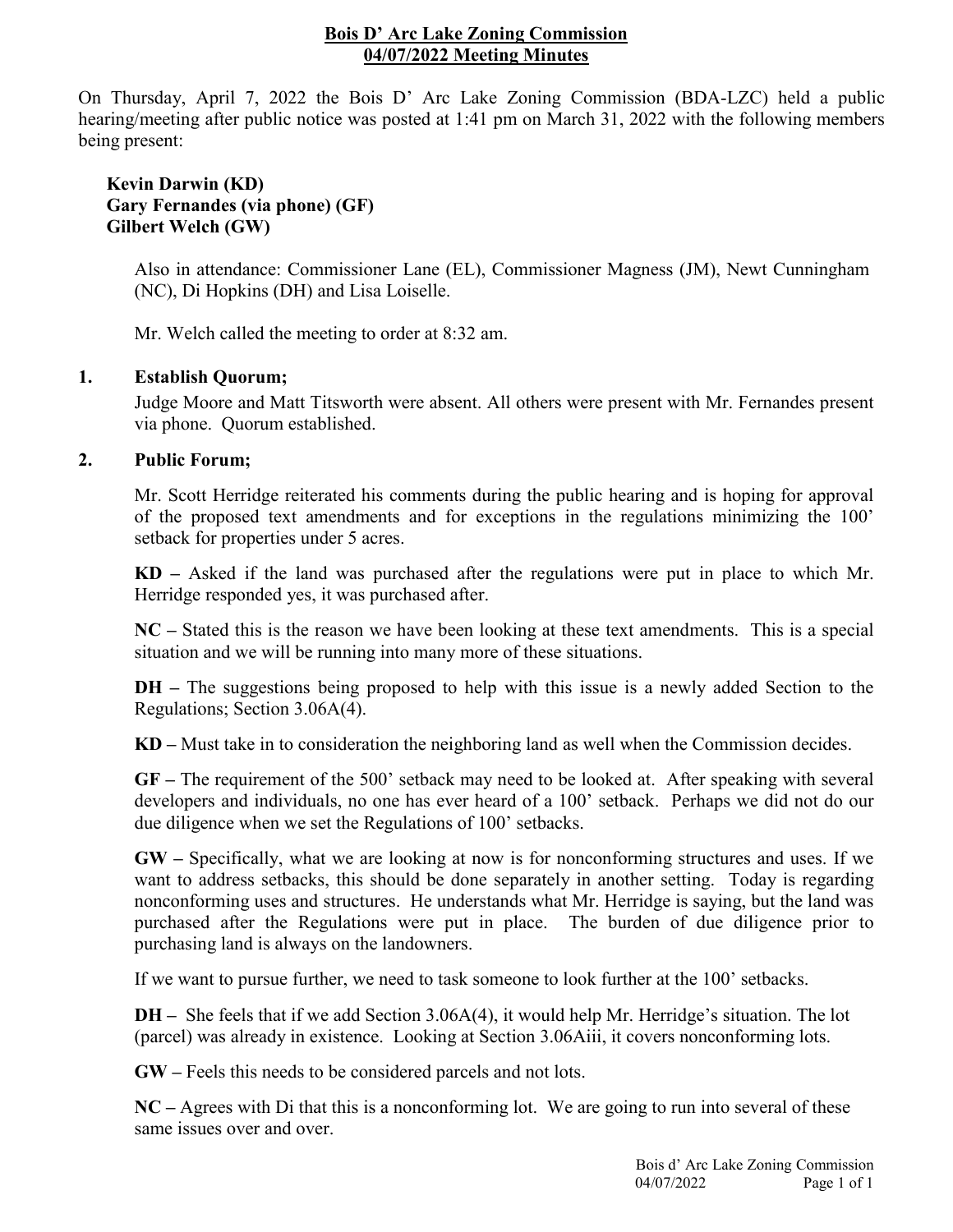**Bois D' Arc Lake Zoning Commission**
**04/07/2022 Meeting Minutes**

On Thursday, April 7, 2022 the Bois D' Arc Lake Zoning Commission (BDA-LZC) held a public hearing/meeting after public notice was posted at 1:41 pm on March 31, 2022 with the following members being present:

**Kevin Darwin (KD)**
**Gary Fernandes (via phone) (GF)**
**Gilbert Welch (GW)**

Also in attendance: Commissioner Lane (EL), Commissioner Magness (JM), Newt Cunningham (NC), Di Hopkins (DH) and Lisa Loiselle.

Mr. Welch called the meeting to order at 8:32 am.

**1. Establish Quorum;**

Judge Moore and Matt Titsworth were absent. All others were present with Mr. Fernandes present via phone. Quorum established.

**2. Public Forum;**

Mr. Scott Herridge reiterated his comments during the public hearing and is hoping for approval of the proposed text amendments and for exceptions in the regulations minimizing the 100' setback for properties under 5 acres.

**KD –** Asked if the land was purchased after the regulations were put in place to which Mr. Herridge responded yes, it was purchased after.

**NC –** Stated this is the reason we have been looking at these text amendments. This is a special situation and we will be running into many more of these situations.

**DH –** The suggestions being proposed to help with this issue is a newly added Section to the Regulations; Section 3.06A(4).

**KD –** Must take in to consideration the neighboring land as well when the Commission decides.

**GF –** The requirement of the 500' setback may need to be looked at. After speaking with several developers and individuals, no one has ever heard of a 100' setback. Perhaps we did not do our due diligence when we set the Regulations of 100' setbacks.

**GW –** Specifically, what we are looking at now is for nonconforming structures and uses. If we want to address setbacks, this should be done separately in another setting. Today is regarding nonconforming uses and structures. He understands what Mr. Herridge is saying, but the land was purchased after the Regulations were put in place. The burden of due diligence prior to purchasing land is always on the landowners.

If we want to pursue further, we need to task someone to look further at the 100' setbacks.

**DH –** She feels that if we add Section 3.06A(4), it would help Mr. Herridge's situation. The lot (parcel) was already in existence. Looking at Section 3.06Aiii, it covers nonconforming lots.

**GW –** Feels this needs to be considered parcels and not lots.

**NC –** Agrees with Di that this is a nonconforming lot. We are going to run into several of these same issues over and over.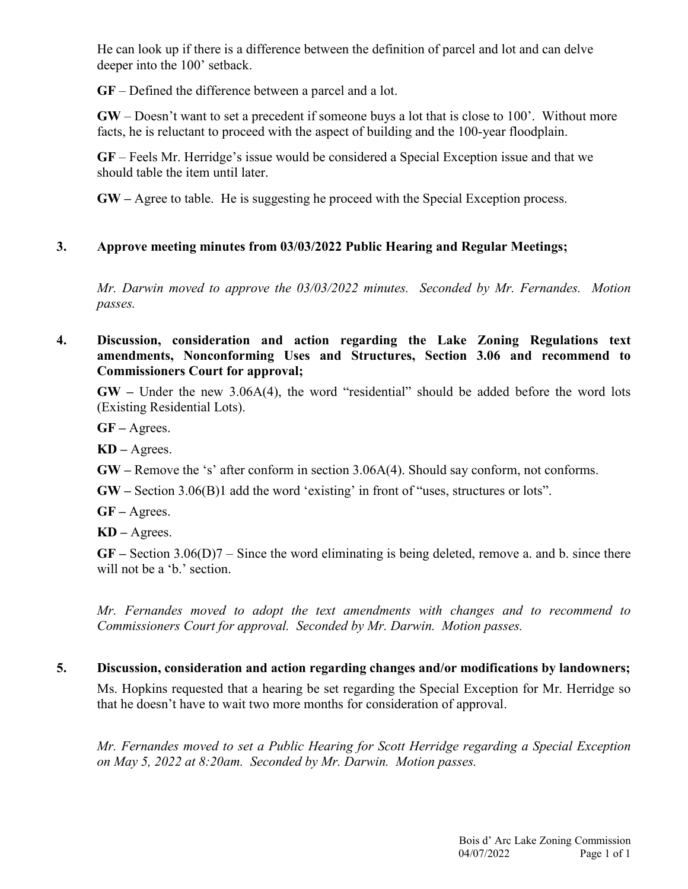He can look up if there is a difference between the definition of parcel and lot and can delve deeper into the 100' setback.

**GF** – Defined the difference between a parcel and a lot.

**GW** – Doesn't want to set a precedent if someone buys a lot that is close to 100'. Without more facts, he is reluctant to proceed with the aspect of building and the 100-year floodplain.

**GF** – Feels Mr. Herridge's issue would be considered a Special Exception issue and that we should table the item until later.

**GW –** Agree to table. He is suggesting he proceed with the Special Exception process.

**3. Approve meeting minutes from 03/03/2022 Public Hearing and Regular Meetings;**

*Mr. Darwin moved to approve the 03/03/2022 minutes. Seconded by Mr. Fernandes. Motion passes.*

**4. Discussion, consideration and action regarding the Lake Zoning Regulations text amendments, Nonconforming Uses and Structures, Section 3.06 and recommend to Commissioners Court for approval;**

**GW –** Under the new 3.06A(4), the word "residential" should be added before the word lots (Existing Residential Lots).

**GF –** Agrees.

**KD –** Agrees.

**GW –** Remove the 's' after conform in section 3.06A(4). Should say conform, not conforms.

**GW –** Section 3.06(B)1 add the word 'existing' in front of "uses, structures or lots".

**GF –** Agrees.

**KD –** Agrees.

**GF –** Section 3.06(D)7 – Since the word eliminating is being deleted, remove a. and b. since there will not be a 'b.' section.

*Mr. Fernandes moved to adopt the text amendments with changes and to recommend to Commissioners Court for approval. Seconded by Mr. Darwin. Motion passes.*

**5. Discussion, consideration and action regarding changes and/or modifications by landowners;**

Ms. Hopkins requested that a hearing be set regarding the Special Exception for Mr. Herridge so that he doesn't have to wait two more months for consideration of approval.

*Mr. Fernandes moved to set a Public Hearing for Scott Herridge regarding a Special Exception on May 5, 2022 at 8:20am. Seconded by Mr. Darwin. Motion passes.*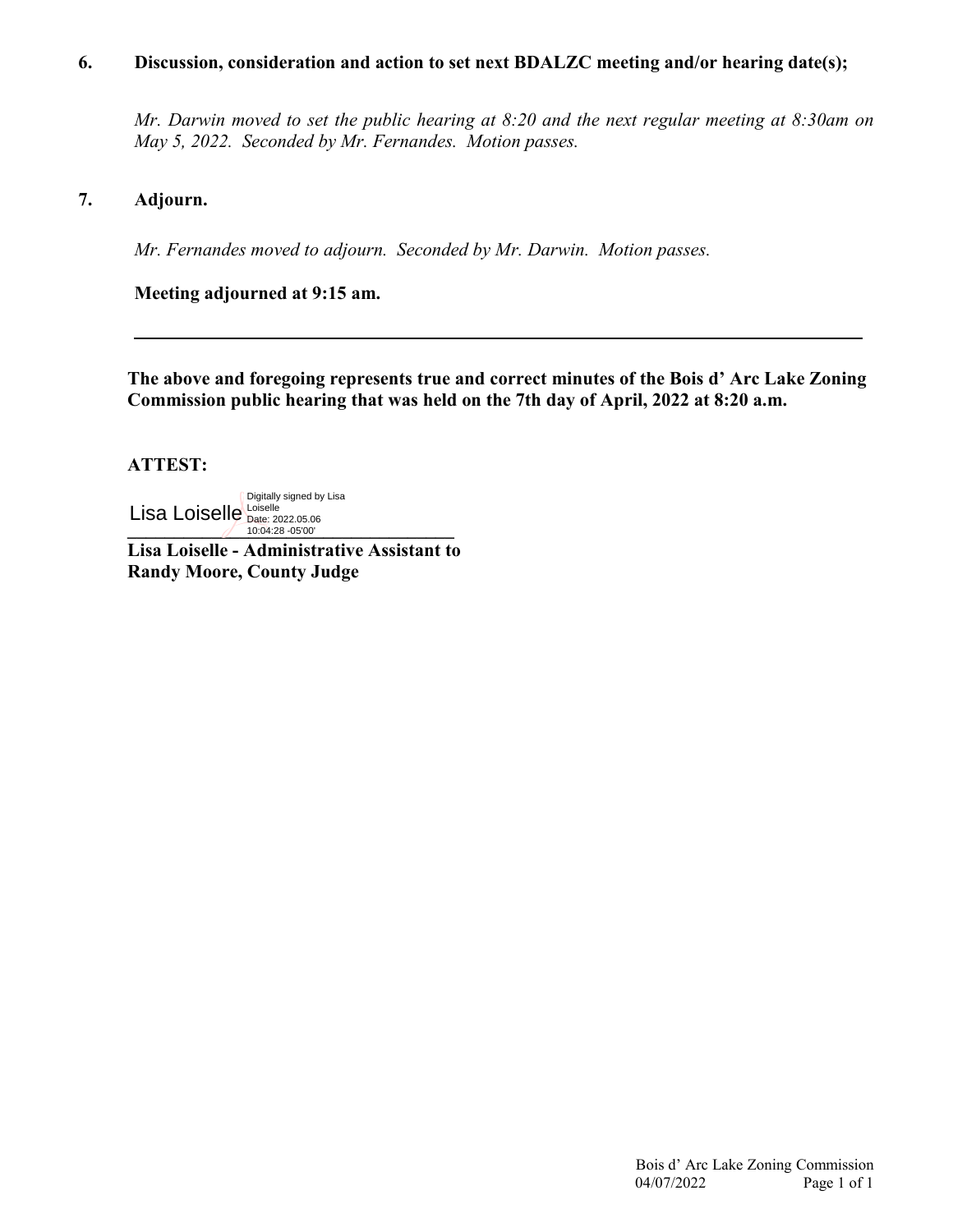**6. Discussion, consideration and action to set next BDALZC meeting and/or hearing date(s);**

*Mr. Darwin moved to set the public hearing at 8:20 and the next regular meeting at 8:30am on May 5, 2022. Seconded by Mr. Fernandes. Motion passes.*

**7. Adjourn.**

*Mr. Fernandes moved to adjourn. Seconded by Mr. Darwin. Motion passes.*

**Meeting adjourned at 9:15 am.**

---

**The above and foregoing represents true and correct minutes of the Bois d' Arc Lake Zoning Commission public hearing that was held on the 7th day of April, 2022 at 8:20 a.m.**

**ATTEST:**

Lisa Loiselle Digitally signed by Lisa Loiselle Date: 2022.05.06 10:04:28 -05'00'

**Lisa Loiselle - Administrative Assistant to Randy Moore, County Judge**